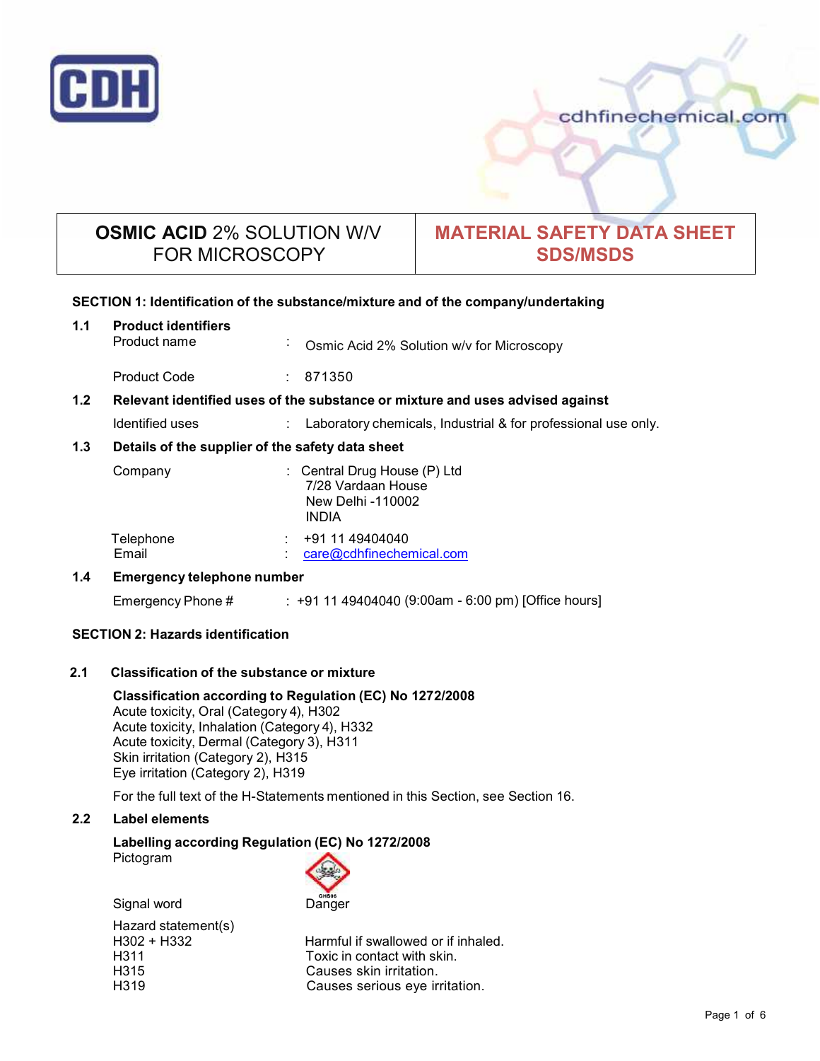CDH

cdhfinechemical.com

| **OSMIC ACID** 2% SOLUTION W/V FOR MICROSCOPY | **MATERIAL SAFETY DATA SHEET SDS/MSDS** |
|---|---|

## SECTION 1: Identification of the substance/mixture and of the company/undertaking

### 1.1 Product identifiers

Product name : Osmic Acid 2% Solution w/v for Microscopy

Product Code : 871350

### 1.2 Relevant identified uses of the substance or mixture and uses advised against

Identified uses : Laboratory chemicals, Industrial & for professional use only.

### 1.3 Details of the supplier of the safety data sheet

Company : Central Drug House (P) Ltd
7/28 Vardaan House
New Delhi -110002
INDIA

Telephone : +91 11 49404040
Email : care@cdhfinechemical.com

### 1.4 Emergency telephone number

Emergency Phone # : +91 11 49404040 (9:00am - 6:00 pm) [Office hours]

## SECTION 2: Hazards identification

### 2.1 Classification of the substance or mixture

**Classification according to Regulation (EC) No 1272/2008**
Acute toxicity, Oral (Category 4), H302
Acute toxicity, Inhalation (Category 4), H332
Acute toxicity, Dermal (Category 3), H311
Skin irritation (Category 2), H315
Eye irritation (Category 2), H319

For the full text of the H-Statements mentioned in this Section, see Section 16.

### 2.2 Label elements

**Labelling according Regulation (EC) No 1272/2008**
Pictogram

GHS06

Signal word: Danger

Hazard statement(s)

| | |
|---|---|
| H302 + H332 | Harmful if swallowed or if inhaled. |
| H311 | Toxic in contact with skin. |
| H315 | Causes skin irritation. |
| H319 | Causes serious eye irritation. |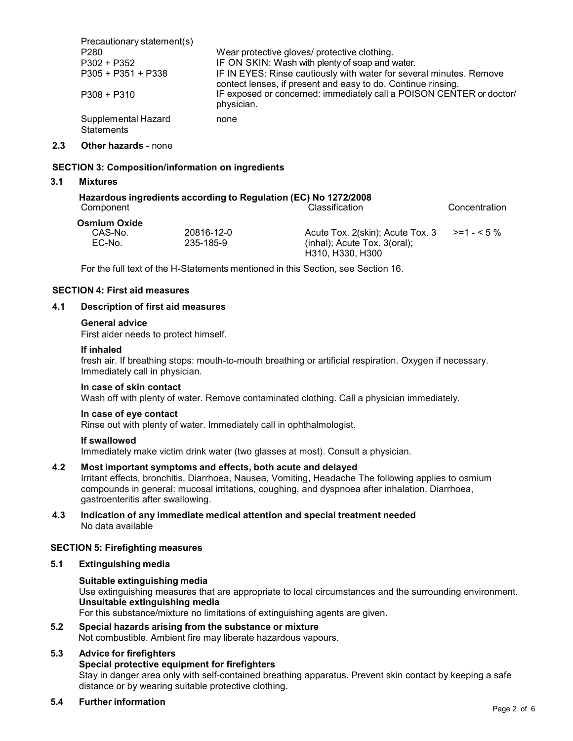| Precautionary statement(s) | |
|---|---|
| P280 | Wear protective gloves/ protective clothing. |
| P302 + P352 | IF ON SKIN: Wash with plenty of soap and water. |
| P305 + P351 + P338 | IF IN EYES: Rinse cautiously with water for several minutes. Remove contect lenses, if present and easy to do. Continue rinsing. |
| P308 + P310 | IF exposed or concerned: immediately call a POISON CENTER or doctor/ physician. |
| Supplemental Hazard Statements | none |

**2.3 Other hazards** - none

## SECTION 3: Composition/information on ingredients

### 3.1 Mixtures

**Hazardous ingredients according to Regulation (EC) No 1272/2008**

| Component | | Classification | Concentration |
|---|---|---|---|
| **Osmium Oxide** | | | |
| CAS-No. | 20816-12-0 | Acute Tox. 2(skin); Acute Tox. 3 (inhal); Acute Tox. 3(oral); H310, H330, H300 | >=1 - < 5 % |
| EC-No. | 235-185-9 | | |

For the full text of the H-Statements mentioned in this Section, see Section 16.

## SECTION 4: First aid measures

### 4.1 Description of first aid measures

**General advice**

First aider needs to protect himself.

**If inhaled**

fresh air. If breathing stops: mouth-to-mouth breathing or artificial respiration. Oxygen if necessary. Immediately call in physician.

**In case of skin contact**

Wash off with plenty of water. Remove contaminated clothing. Call a physician immediately.

**In case of eye contact**

Rinse out with plenty of water. Immediately call in ophthalmologist.

**If swallowed**

Immediately make victim drink water (two glasses at most). Consult a physician.

### 4.2 Most important symptoms and effects, both acute and delayed

Irritant effects, bronchitis, Diarrhoea, Nausea, Vomiting, Headache The following applies to osmium compounds in general: mucosal irritations, coughing, and dyspnoea after inhalation. Diarrhoea, gastroenteritis after swallowing.

### 4.3 Indication of any immediate medical attention and special treatment needed

No data available

## SECTION 5: Firefighting measures

### 5.1 Extinguishing media

**Suitable extinguishing media**

Use extinguishing measures that are appropriate to local circumstances and the surrounding environment.

**Unsuitable extinguishing media**

For this substance/mixture no limitations of extinguishing agents are given.

### 5.2 Special hazards arising from the substance or mixture

Not combustible. Ambient fire may liberate hazardous vapours.

### 5.3 Advice for firefighters

**Special protective equipment for firefighters**

Stay in danger area only with self-contained breathing apparatus. Prevent skin contact by keeping a safe distance or by wearing suitable protective clothing.

### 5.4 Further information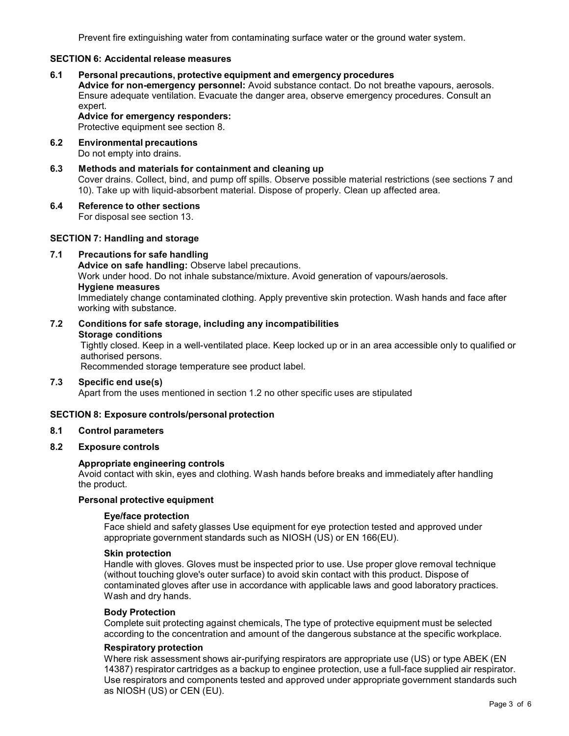Prevent fire extinguishing water from contaminating surface water or the ground water system.

## SECTION 6: Accidental release measures

### 6.1 Personal precautions, protective equipment and emergency procedures

**Advice for non-emergency personnel:** Avoid substance contact. Do not breathe vapours, aerosols. Ensure adequate ventilation. Evacuate the danger area, observe emergency procedures. Consult an expert.

**Advice for emergency responders:**
Protective equipment see section 8.

### 6.2 Environmental precautions

Do not empty into drains.

### 6.3 Methods and materials for containment and cleaning up

Cover drains. Collect, bind, and pump off spills. Observe possible material restrictions (see sections 7 and 10). Take up with liquid-absorbent material. Dispose of properly. Clean up affected area.

### 6.4 Reference to other sections

For disposal see section 13.

## SECTION 7: Handling and storage

### 7.1 Precautions for safe handling

**Advice on safe handling:** Observe label precautions.
Work under hood. Do not inhale substance/mixture. Avoid generation of vapours/aerosols.

**Hygiene measures**
Immediately change contaminated clothing. Apply preventive skin protection. Wash hands and face after working with substance.

### 7.2 Conditions for safe storage, including any incompatibilities

**Storage conditions**
Tightly closed. Keep in a well-ventilated place. Keep locked up or in an area accessible only to qualified or authorised persons.
Recommended storage temperature see product label.

### 7.3 Specific end use(s)

Apart from the uses mentioned in section 1.2 no other specific uses are stipulated

## SECTION 8: Exposure controls/personal protection

### 8.1 Control parameters

### 8.2 Exposure controls

**Appropriate engineering controls**
Avoid contact with skin, eyes and clothing. Wash hands before breaks and immediately after handling the product.

**Personal protective equipment**

**Eye/face protection**
Face shield and safety glasses Use equipment for eye protection tested and approved under appropriate government standards such as NIOSH (US) or EN 166(EU).

**Skin protection**
Handle with gloves. Gloves must be inspected prior to use. Use proper glove removal technique (without touching glove's outer surface) to avoid skin contact with this product. Dispose of contaminated gloves after use in accordance with applicable laws and good laboratory practices. Wash and dry hands.

**Body Protection**
Complete suit protecting against chemicals, The type of protective equipment must be selected according to the concentration and amount of the dangerous substance at the specific workplace.

**Respiratory protection**
Where risk assessment shows air-purifying respirators are appropriate use (US) or type ABEK (EN 14387) respirator cartridges as a backup to enginee protection, use a full-face supplied air respirator. Use respirators and components tested and approved under appropriate government standards such as NIOSH (US) or CEN (EU).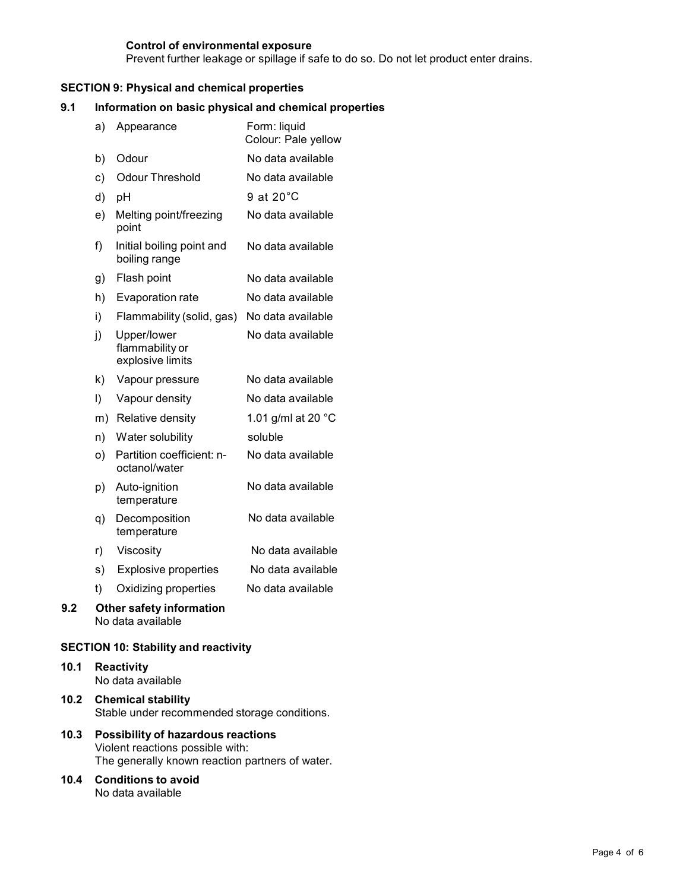**Control of environmental exposure**
Prevent further leakage or spillage if safe to do so. Do not let product enter drains.

## SECTION 9: Physical and chemical properties

### 9.1 Information on basic physical and chemical properties

| | | |
|---|---|---|
| a) | Appearance | Form: liquid<br>Colour: Pale yellow |
| b) | Odour | No data available |
| c) | Odour Threshold | No data available |
| d) | pH | 9 at 20°C |
| e) | Melting point/freezing point | No data available |
| f) | Initial boiling point and boiling range | No data available |
| g) | Flash point | No data available |
| h) | Evaporation rate | No data available |
| i) | Flammability (solid, gas) | No data available |
| j) | Upper/lower flammability or explosive limits | No data available |
| k) | Vapour pressure | No data available |
| l) | Vapour density | No data available |
| m) | Relative density | 1.01 g/ml at 20 °C |
| n) | Water solubility | soluble |
| o) | Partition coefficient: n-octanol/water | No data available |
| p) | Auto-ignition temperature | No data available |
| q) | Decomposition temperature | No data available |
| r) | Viscosity | No data available |
| s) | Explosive properties | No data available |
| t) | Oxidizing properties | No data available |

### 9.2 Other safety information
No data available

## SECTION 10: Stability and reactivity

### 10.1 Reactivity
No data available

### 10.2 Chemical stability
Stable under recommended storage conditions.

### 10.3 Possibility of hazardous reactions
Violent reactions possible with:
The generally known reaction partners of water.

### 10.4 Conditions to avoid
No data available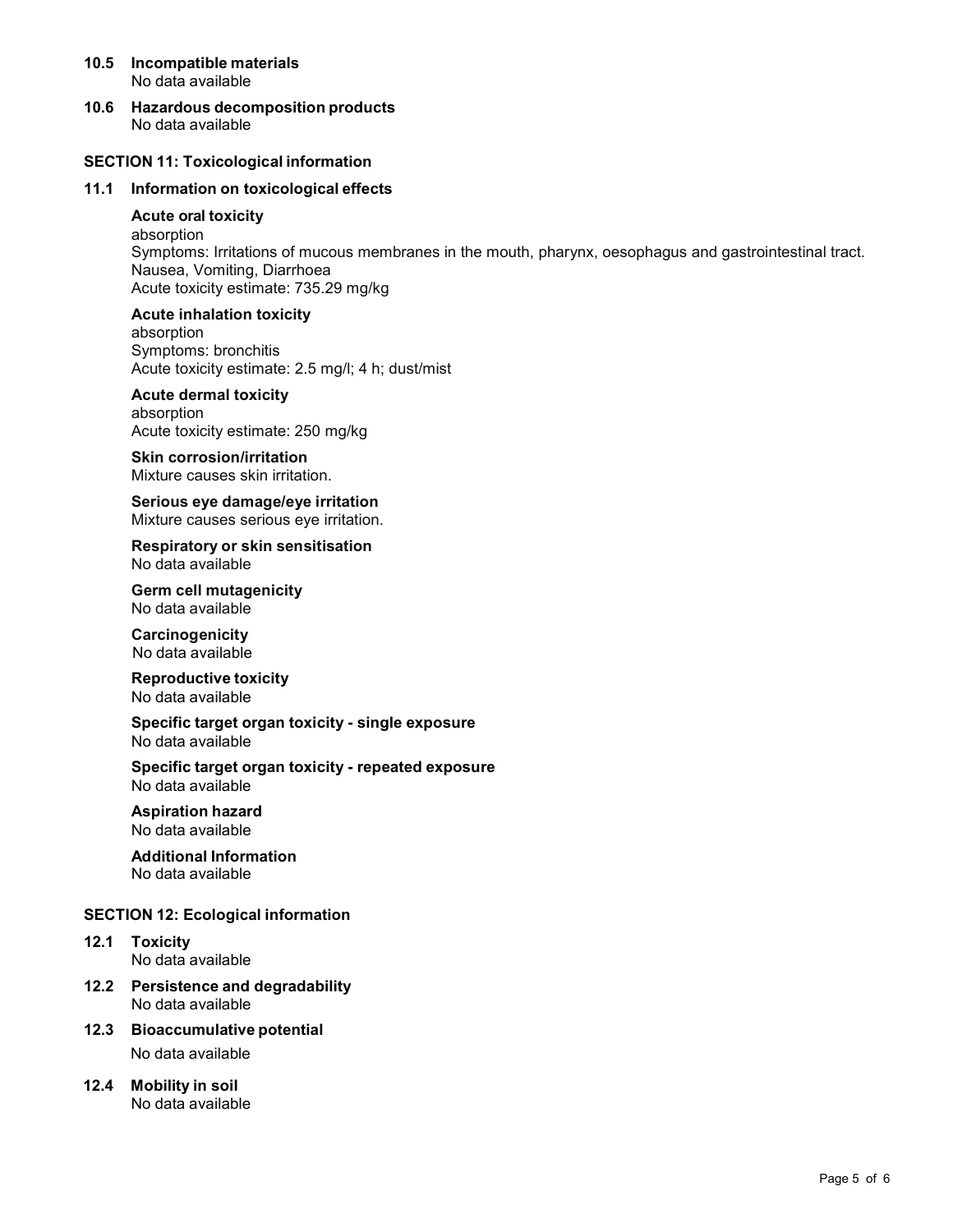### 10.5 Incompatible materials

No data available

### 10.6 Hazardous decomposition products

No data available

## SECTION 11: Toxicological information

### 11.1 Information on toxicological effects

**Acute oral toxicity**

absorption
Symptoms: Irritations of mucous membranes in the mouth, pharynx, oesophagus and gastrointestinal tract. Nausea, Vomiting, Diarrhoea
Acute toxicity estimate: 735.29 mg/kg

**Acute inhalation toxicity**

absorption
Symptoms: bronchitis
Acute toxicity estimate: 2.5 mg/l; 4 h; dust/mist

**Acute dermal toxicity**

absorption
Acute toxicity estimate: 250 mg/kg

**Skin corrosion/irritation**

Mixture causes skin irritation.

**Serious eye damage/eye irritation**

Mixture causes serious eye irritation.

**Respiratory or skin sensitisation**

No data available

**Germ cell mutagenicity**

No data available

**Carcinogenicity**

No data available

**Reproductive toxicity**

No data available

**Specific target organ toxicity - single exposure**

No data available

**Specific target organ toxicity - repeated exposure**

No data available

**Aspiration hazard**

No data available

**Additional Information**

No data available

## SECTION 12: Ecological information

### 12.1 Toxicity

No data available

### 12.2 Persistence and degradability

No data available

### 12.3 Bioaccumulative potential

No data available

### 12.4 Mobility in soil

No data available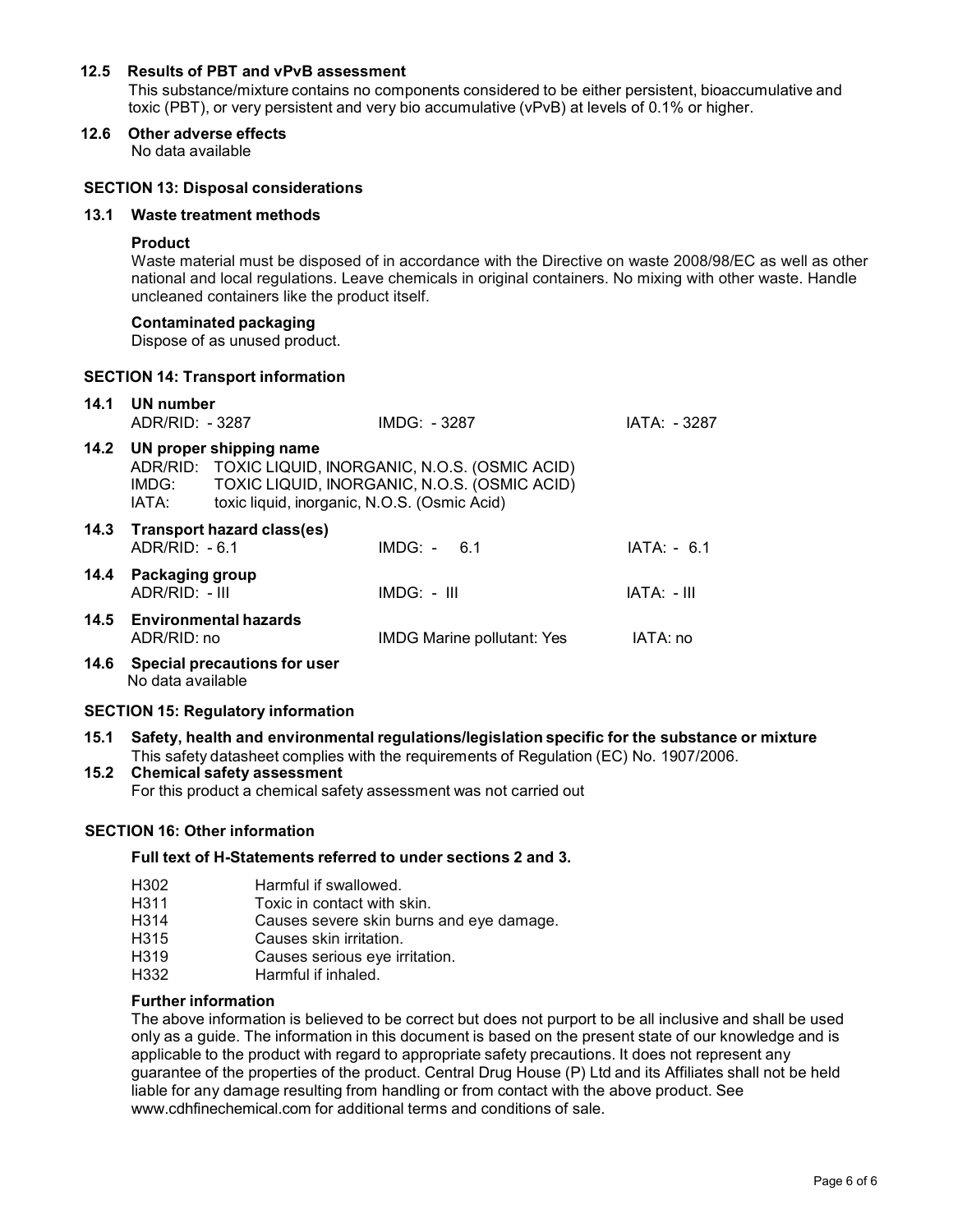### 12.5 Results of PBT and vPvB assessment

This substance/mixture contains no components considered to be either persistent, bioaccumulative and toxic (PBT), or very persistent and very bio accumulative (vPvB) at levels of 0.1% or higher.

### 12.6 Other adverse effects

No data available

## SECTION 13: Disposal considerations

### 13.1 Waste treatment methods

**Product**

Waste material must be disposed of in accordance with the Directive on waste 2008/98/EC as well as other national and local regulations. Leave chemicals in original containers. No mixing with other waste. Handle uncleaned containers like the product itself.

**Contaminated packaging**

Dispose of as unused product.

## SECTION 14: Transport information

### 14.1 UN number

| | | |
|---|---|---|
| ADR/RID: - 3287 | IMDG: - 3287 | IATA: - 3287 |

### 14.2 UN proper shipping name

ADR/RID: TOXIC LIQUID, INORGANIC, N.O.S. (OSMIC ACID)
IMDG: TOXIC LIQUID, INORGANIC, N.O.S. (OSMIC ACID)
IATA: toxic liquid, inorganic, N.O.S. (Osmic Acid)

### 14.3 Transport hazard class(es)

| | | |
|---|---|---|
| ADR/RID: - 6.1 | IMDG: - 6.1 | IATA: - 6.1 |

### 14.4 Packaging group

| | | |
|---|---|---|
| ADR/RID: - III | IMDG: - III | IATA: - III |

### 14.5 Environmental hazards

| | | |
|---|---|---|
| ADR/RID: no | IMDG Marine pollutant: Yes | IATA: no |

### 14.6 Special precautions for user

No data available

## SECTION 15: Regulatory information

### 15.1 Safety, health and environmental regulations/legislation specific for the substance or mixture

This safety datasheet complies with the requirements of Regulation (EC) No. 1907/2006.

### 15.2 Chemical safety assessment

For this product a chemical safety assessment was not carried out

## SECTION 16: Other information

**Full text of H-Statements referred to under sections 2 and 3.**

| | |
|---|---|
| H302 | Harmful if swallowed. |
| H311 | Toxic in contact with skin. |
| H314 | Causes severe skin burns and eye damage. |
| H315 | Causes skin irritation. |
| H319 | Causes serious eye irritation. |
| H332 | Harmful if inhaled. |

**Further information**

The above information is believed to be correct but does not purport to be all inclusive and shall be used only as a guide. The information in this document is based on the present state of our knowledge and is applicable to the product with regard to appropriate safety precautions. It does not represent any guarantee of the properties of the product. Central Drug House (P) Ltd and its Affiliates shall not be held liable for any damage resulting from handling or from contact with the above product. See www.cdhfinechemical.com for additional terms and conditions of sale.